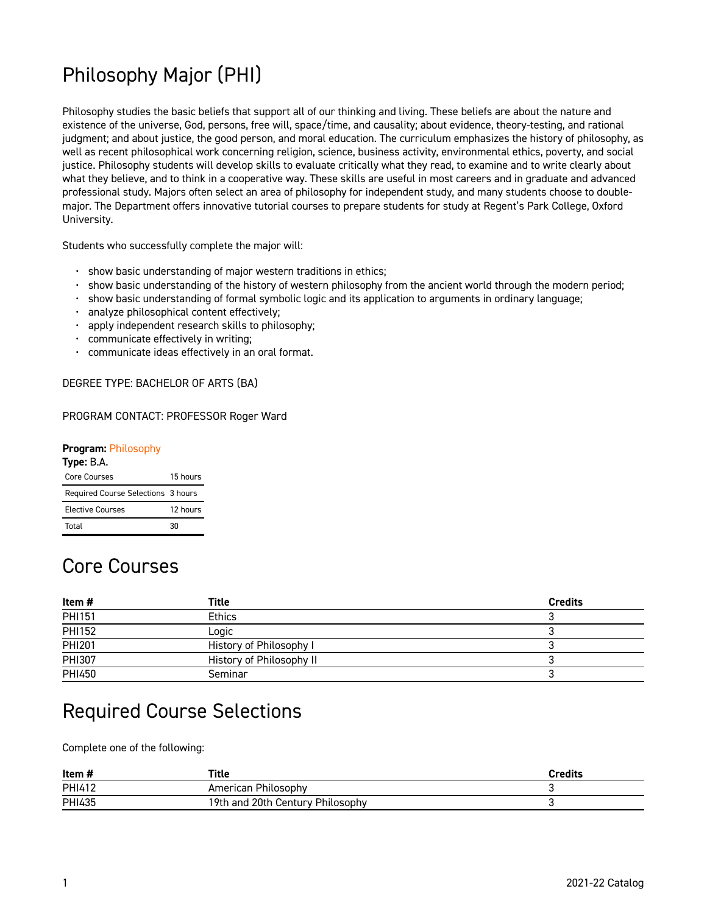# Philosophy Major (PHI)

Philosophy studies the basic beliefs that support all of our thinking and living. These beliefs are about the nature and existence of the universe, God, persons, free will, space/time, and causality; about evidence, theory-testing, and rational judgment; and about justice, the good person, and moral education. The curriculum emphasizes the history of philosophy, as well as recent philosophical work concerning religion, science, business activity, environmental ethics, poverty, and social justice. Philosophy students will develop skills to evaluate critically what they read, to examine and to write clearly about what they believe, and to think in a cooperative way. These skills are useful in most careers and in graduate and advanced professional study. Majors often select an area of philosophy for independent study, and many students choose to double-major. The Department offers innovative tutorial courses to prepare students for study at Regent's Park College, Oxford University.

Students who successfully complete the major will:

- show basic understanding of major western traditions in ethics;
- show basic understanding of the history of western philosophy from the ancient world through the modern period;
- show basic understanding of formal symbolic logic and its application to arguments in ordinary language;
- analyze philosophical content effectively;
- apply independent research skills to philosophy;
- communicate effectively in writing;
- communicate ideas effectively in an oral format.

DEGREE TYPE: BACHELOR OF ARTS (BA)

PROGRAM CONTACT: PROFESSOR Roger Ward

**Program:** Philosophy
**Type:** B.A.

| | |
|---|---|
| Core Courses | 15 hours |
| Required Course Selections | 3 hours |
| Elective Courses | 12 hours |
| Total | 30 |

## Core Courses

| Item # | Title | Credits |
|---|---|---|
| PHI151 | Ethics | 3 |
| PHI152 | Logic | 3 |
| PHI201 | History of Philosophy I | 3 |
| PHI307 | History of Philosophy II | 3 |
| PHI450 | Seminar | 3 |

## Required Course Selections

Complete one of the following:

| Item # | Title | Credits |
|---|---|---|
| PHI412 | American Philosophy | 3 |
| PHI435 | 19th and 20th Century Philosophy | 3 |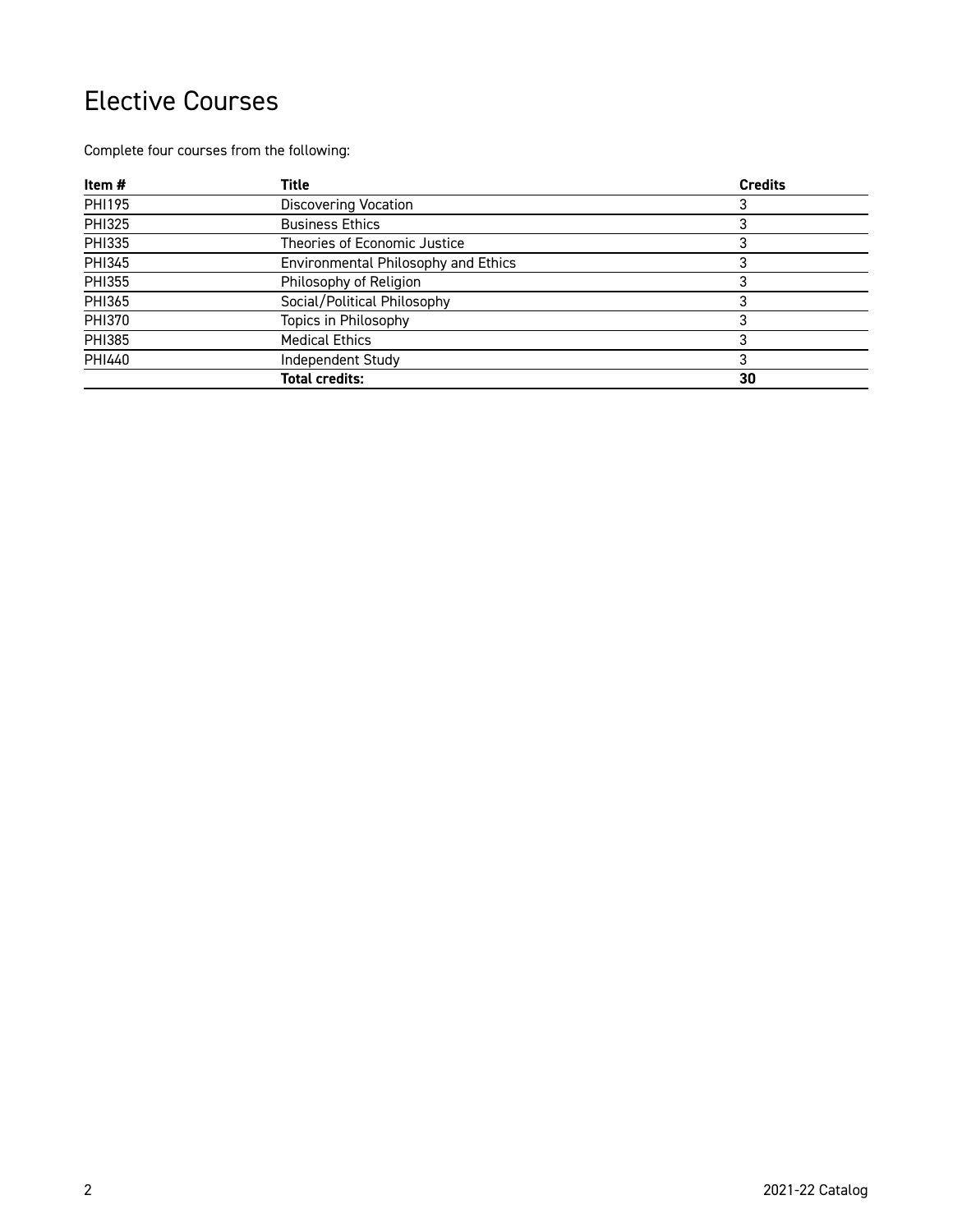## Elective Courses

Complete four courses from the following:

| Item # | Title | Credits |
|---|---|---|
| PHI195 | Discovering Vocation | 3 |
| PHI325 | Business Ethics | 3 |
| PHI335 | Theories of Economic Justice | 3 |
| PHI345 | Environmental Philosophy and Ethics | 3 |
| PHI355 | Philosophy of Religion | 3 |
| PHI365 | Social/Political Philosophy | 3 |
| PHI370 | Topics in Philosophy | 3 |
| PHI385 | Medical Ethics | 3 |
| PHI440 | Independent Study | 3 |
| | **Total credits:** | **30** |